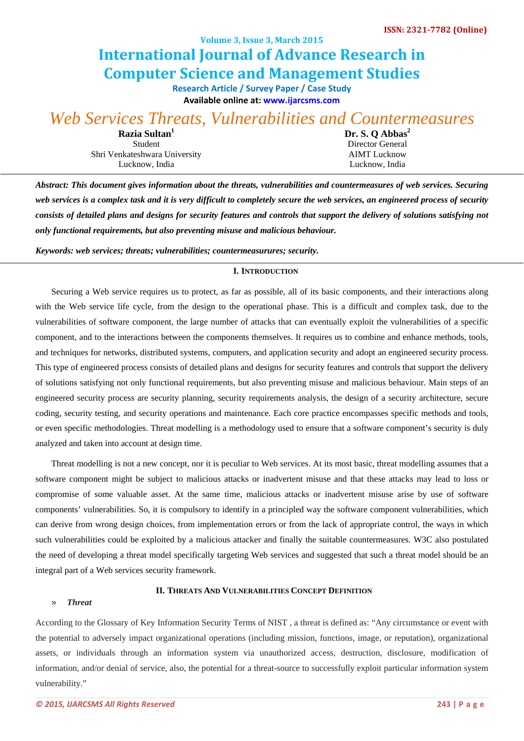# Web Services Threats, Vulnerabilities and Countermeasures

**Razia Sultan**[1]
Student
Shri Venkateshwara University
Lucknow, India

**Dr. S. Q Abbas**[2]
Director General
AIMT Lucknow
Lucknow, India

***Abstract: This document gives information about the threats, vulnerabilities and countermeasures of web services. Securing web services is a complex task and it is very difficult to completely secure the web services, an engineered process of security consists of detailed plans and designs for security features and controls that support the delivery of solutions satisfying not only functional requirements, but also preventing misuse and malicious behaviour.***

***Keywords: web services; threats; vulnerabilities; countermeasurures; security.***

## I. Introduction

Securing a Web service requires us to protect, as far as possible, all of its basic components, and their interactions along with the Web service life cycle, from the design to the operational phase. This is a difficult and complex task, due to the vulnerabilities of software component, the large number of attacks that can eventually exploit the vulnerabilities of a specific component, and to the interactions between the components themselves. It requires us to combine and enhance methods, tools, and techniques for networks, distributed systems, computers, and application security and adopt an engineered security process. This type of engineered process consists of detailed plans and designs for security features and controls that support the delivery of solutions satisfying not only functional requirements, but also preventing misuse and malicious behaviour. Main steps of an engineered security process are security planning, security requirements analysis, the design of a security architecture, secure coding, security testing, and security operations and maintenance. Each core practice encompasses specific methods and tools, or even specific methodologies. Threat modelling is a methodology used to ensure that a software component's security is duly analyzed and taken into account at design time.

Threat modelling is not a new concept, nor it is peculiar to Web services. At its most basic, threat modelling assumes that a software component might be subject to malicious attacks or inadvertent misuse and that these attacks may lead to loss or compromise of some valuable asset. At the same time, malicious attacks or inadvertent misuse arise by use of software components' vulnerabilities. So, it is compulsory to identify in a principled way the software component vulnerabilities, which can derive from wrong design choices, from implementation errors or from the lack of appropriate control, the ways in which such vulnerabilities could be exploited by a malicious attacker and finally the suitable countermeasures. W3C also postulated the need of developing a threat model specifically targeting Web services and suggested that such a threat model should be an integral part of a Web services security framework.

## II. Threats And Vulnerabilities Concept Definition

» ***Threat***

According to the Glossary of Key Information Security Terms of NIST , a threat is defined as: "Any circumstance or event with the potential to adversely impact organizational operations (including mission, functions, image, or reputation), organizational assets, or individuals through an information system via unauthorized access, destruction, disclosure, modification of information, and/or denial of service, also, the potential for a threat-source to successfully exploit particular information system vulnerability."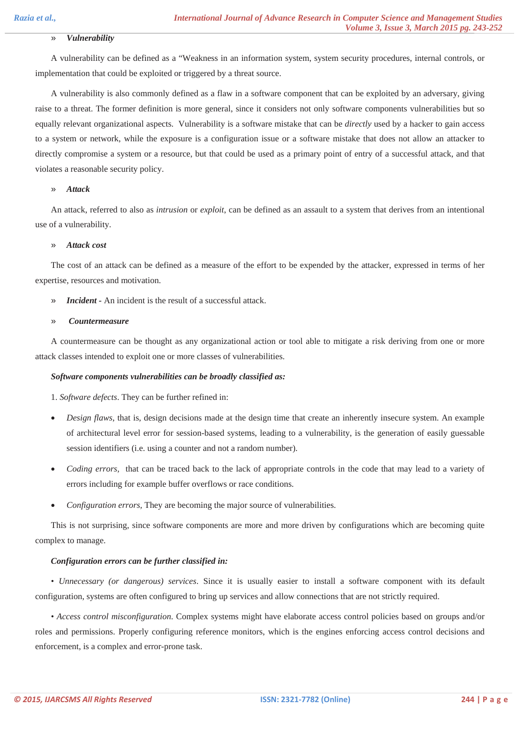» ***Vulnerability***

A vulnerability can be defined as a "Weakness in an information system, system security procedures, internal controls, or implementation that could be exploited or triggered by a threat source.

A vulnerability is also commonly defined as a flaw in a software component that can be exploited by an adversary, giving raise to a threat. The former definition is more general, since it considers not only software components vulnerabilities but so equally relevant organizational aspects. Vulnerability is a software mistake that can be *directly* used by a hacker to gain access to a system or network, while the exposure is a configuration issue or a software mistake that does not allow an attacker to directly compromise a system or a resource, but that could be used as a primary point of entry of a successful attack, and that violates a reasonable security policy.

» ***Attack***

An attack, referred to also as *intrusion* or *exploit*, can be defined as an assault to a system that derives from an intentional use of a vulnerability.

» ***Attack cost***

The cost of an attack can be defined as a measure of the effort to be expended by the attacker, expressed in terms of her expertise, resources and motivation.

» ***Incident -*** An incident is the result of a successful attack.

» ***Countermeasure***

A countermeasure can be thought as any organizational action or tool able to mitigate a risk deriving from one or more attack classes intended to exploit one or more classes of vulnerabilities.

***Software components vulnerabilities can be broadly classified as:***

1. *Software defects*. They can be further refined in:

- *Design flaws*, that is, design decisions made at the design time that create an inherently insecure system. An example of architectural level error for session-based systems, leading to a vulnerability, is the generation of easily guessable session identifiers (i.e. using a counter and not a random number).
- *Coding errors*, that can be traced back to the lack of appropriate controls in the code that may lead to a variety of errors including for example buffer overflows or race conditions.
- *Configuration errors*, They are becoming the major source of vulnerabilities.

This is not surprising, since software components are more and more driven by configurations which are becoming quite complex to manage.

***Configuration errors can be further classified in:***

• *Unnecessary (or dangerous) services*. Since it is usually easier to install a software component with its default configuration, systems are often configured to bring up services and allow connections that are not strictly required.

• *Access control misconfiguration*. Complex systems might have elaborate access control policies based on groups and/or roles and permissions. Properly configuring reference monitors, which is the engines enforcing access control decisions and enforcement, is a complex and error-prone task.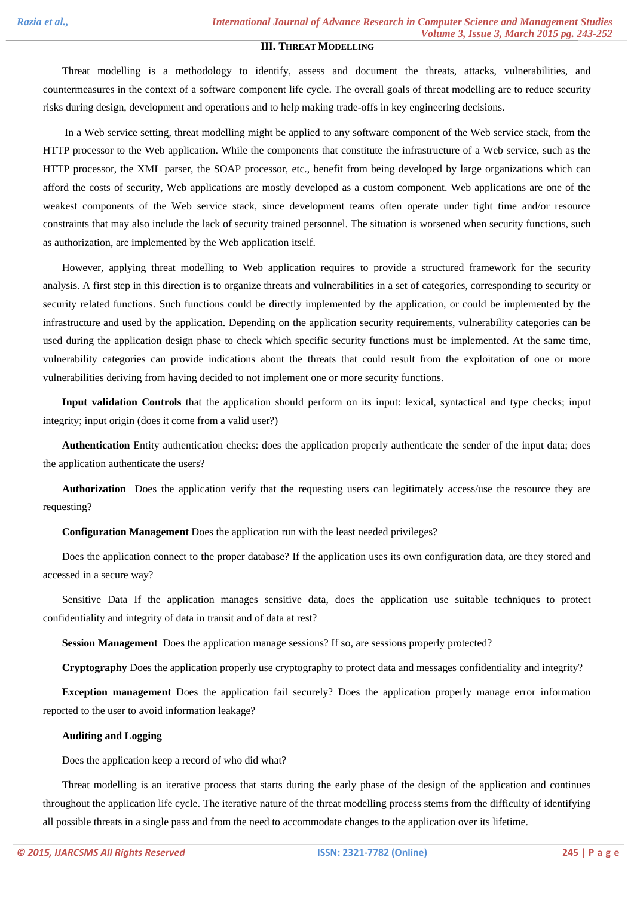## III. Threat Modelling

Threat modelling is a methodology to identify, assess and document the threats, attacks, vulnerabilities, and countermeasures in the context of a software component life cycle. The overall goals of threat modelling are to reduce security risks during design, development and operations and to help making trade-offs in key engineering decisions.

In a Web service setting, threat modelling might be applied to any software component of the Web service stack, from the HTTP processor to the Web application. While the components that constitute the infrastructure of a Web service, such as the HTTP processor, the XML parser, the SOAP processor, etc., benefit from being developed by large organizations which can afford the costs of security, Web applications are mostly developed as a custom component. Web applications are one of the weakest components of the Web service stack, since development teams often operate under tight time and/or resource constraints that may also include the lack of security trained personnel. The situation is worsened when security functions, such as authorization, are implemented by the Web application itself.

However, applying threat modelling to Web application requires to provide a structured framework for the security analysis. A first step in this direction is to organize threats and vulnerabilities in a set of categories, corresponding to security or security related functions. Such functions could be directly implemented by the application, or could be implemented by the infrastructure and used by the application. Depending on the application security requirements, vulnerability categories can be used during the application design phase to check which specific security functions must be implemented. At the same time, vulnerability categories can provide indications about the threats that could result from the exploitation of one or more vulnerabilities deriving from having decided to not implement one or more security functions.

**Input validation Controls** that the application should perform on its input: lexical, syntactical and type checks; input integrity; input origin (does it come from a valid user?)

**Authentication** Entity authentication checks: does the application properly authenticate the sender of the input data; does the application authenticate the users?

**Authorization** Does the application verify that the requesting users can legitimately access/use the resource they are requesting?

**Configuration Management** Does the application run with the least needed privileges?

Does the application connect to the proper database? If the application uses its own configuration data, are they stored and accessed in a secure way?

Sensitive Data If the application manages sensitive data, does the application use suitable techniques to protect confidentiality and integrity of data in transit and of data at rest?

**Session Management** Does the application manage sessions? If so, are sessions properly protected?

**Cryptography** Does the application properly use cryptography to protect data and messages confidentiality and integrity?

**Exception management** Does the application fail securely? Does the application properly manage error information reported to the user to avoid information leakage?

**Auditing and Logging**

Does the application keep a record of who did what?

Threat modelling is an iterative process that starts during the early phase of the design of the application and continues throughout the application life cycle. The iterative nature of the threat modelling process stems from the difficulty of identifying all possible threats in a single pass and from the need to accommodate changes to the application over its lifetime.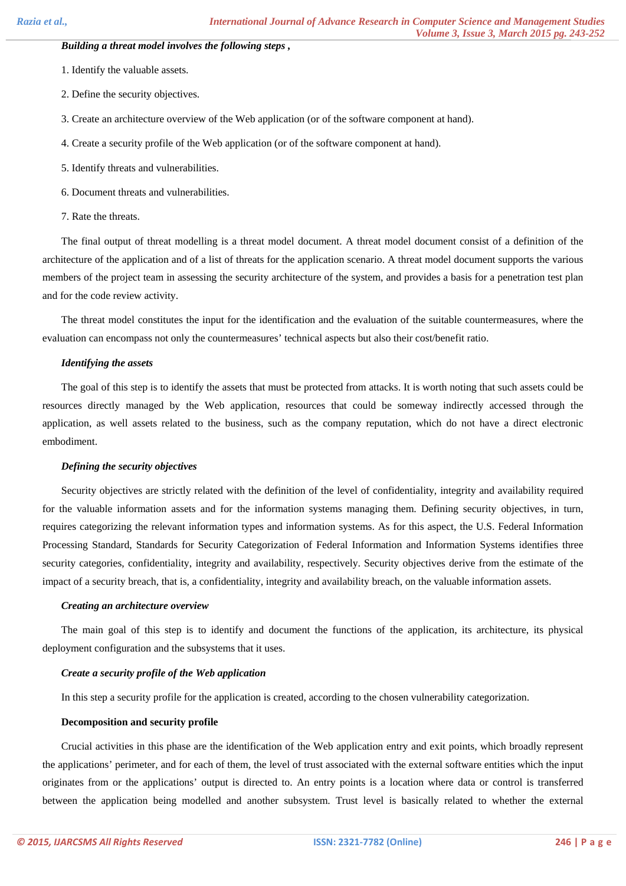***Building a threat model involves the following steps ,***

1. Identify the valuable assets.
2. Define the security objectives.
3. Create an architecture overview of the Web application (or of the software component at hand).
4. Create a security profile of the Web application (or of the software component at hand).
5. Identify threats and vulnerabilities.
6. Document threats and vulnerabilities.
7. Rate the threats.

The final output of threat modelling is a threat model document. A threat model document consist of a definition of the architecture of the application and of a list of threats for the application scenario. A threat model document supports the various members of the project team in assessing the security architecture of the system, and provides a basis for a penetration test plan and for the code review activity.

The threat model constitutes the input for the identification and the evaluation of the suitable countermeasures, where the evaluation can encompass not only the countermeasures' technical aspects but also their cost/benefit ratio.

***Identifying the assets***

The goal of this step is to identify the assets that must be protected from attacks. It is worth noting that such assets could be resources directly managed by the Web application, resources that could be someway indirectly accessed through the application, as well assets related to the business, such as the company reputation, which do not have a direct electronic embodiment.

***Defining the security objectives***

Security objectives are strictly related with the definition of the level of confidentiality, integrity and availability required for the valuable information assets and for the information systems managing them. Defining security objectives, in turn, requires categorizing the relevant information types and information systems. As for this aspect, the U.S. Federal Information Processing Standard, Standards for Security Categorization of Federal Information and Information Systems identifies three security categories, confidentiality, integrity and availability, respectively. Security objectives derive from the estimate of the impact of a security breach, that is, a confidentiality, integrity and availability breach, on the valuable information assets.

***Creating an architecture overview***

The main goal of this step is to identify and document the functions of the application, its architecture, its physical deployment configuration and the subsystems that it uses.

***Create a security profile of the Web application***

In this step a security profile for the application is created, according to the chosen vulnerability categorization.

**Decomposition and security profile**

Crucial activities in this phase are the identification of the Web application entry and exit points, which broadly represent the applications' perimeter, and for each of them, the level of trust associated with the external software entities which the input originates from or the applications' output is directed to. An entry points is a location where data or control is transferred between the application being modelled and another subsystem. Trust level is basically related to whether the external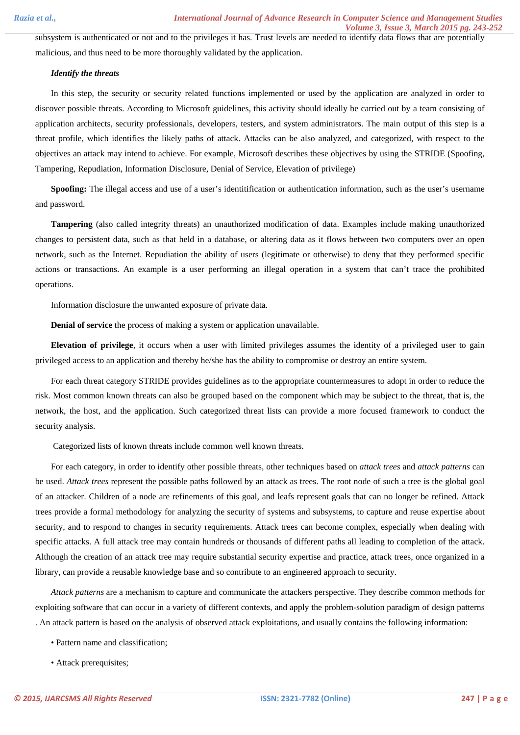subsystem is authenticated or not and to the privileges it has. Trust levels are needed to identify data flows that are potentially malicious, and thus need to be more thoroughly validated by the application.

*Identify the threats*

In this step, the security or security related functions implemented or used by the application are analyzed in order to discover possible threats. According to Microsoft guidelines, this activity should ideally be carried out by a team consisting of application architects, security professionals, developers, testers, and system administrators. The main output of this step is a threat profile, which identifies the likely paths of attack. Attacks can be also analyzed, and categorized, with respect to the objectives an attack may intend to achieve. For example, Microsoft describes these objectives by using the STRIDE (Spoofing, Tampering, Repudiation, Information Disclosure, Denial of Service, Elevation of privilege)

**Spoofing:** The illegal access and use of a user's identitification or authentication information, such as the user's username and password.

**Tampering** (also called integrity threats) an unauthorized modification of data. Examples include making unauthorized changes to persistent data, such as that held in a database, or altering data as it flows between two computers over an open network, such as the Internet. Repudiation the ability of users (legitimate or otherwise) to deny that they performed specific actions or transactions. An example is a user performing an illegal operation in a system that can't trace the prohibited operations.

Information disclosure the unwanted exposure of private data.

**Denial of service** the process of making a system or application unavailable.

**Elevation of privilege**, it occurs when a user with limited privileges assumes the identity of a privileged user to gain privileged access to an application and thereby he/she has the ability to compromise or destroy an entire system.

For each threat category STRIDE provides guidelines as to the appropriate countermeasures to adopt in order to reduce the risk. Most common known threats can also be grouped based on the component which may be subject to the threat, that is, the network, the host, and the application. Such categorized threat lists can provide a more focused framework to conduct the security analysis.

Categorized lists of known threats include common well known threats.

For each category, in order to identify other possible threats, other techniques based on *attack trees* and *attack patterns* can be used. *Attack trees* represent the possible paths followed by an attack as trees. The root node of such a tree is the global goal of an attacker. Children of a node are refinements of this goal, and leafs represent goals that can no longer be refined. Attack trees provide a formal methodology for analyzing the security of systems and subsystems, to capture and reuse expertise about security, and to respond to changes in security requirements. Attack trees can become complex, especially when dealing with specific attacks. A full attack tree may contain hundreds or thousands of different paths all leading to completion of the attack. Although the creation of an attack tree may require substantial security expertise and practice, attack trees, once organized in a library, can provide a reusable knowledge base and so contribute to an engineered approach to security.

*Attack patterns* are a mechanism to capture and communicate the attackers perspective. They describe common methods for exploiting software that can occur in a variety of different contexts, and apply the problem-solution paradigm of design patterns . An attack pattern is based on the analysis of observed attack exploitations, and usually contains the following information:

- Pattern name and classification;
- Attack prerequisites;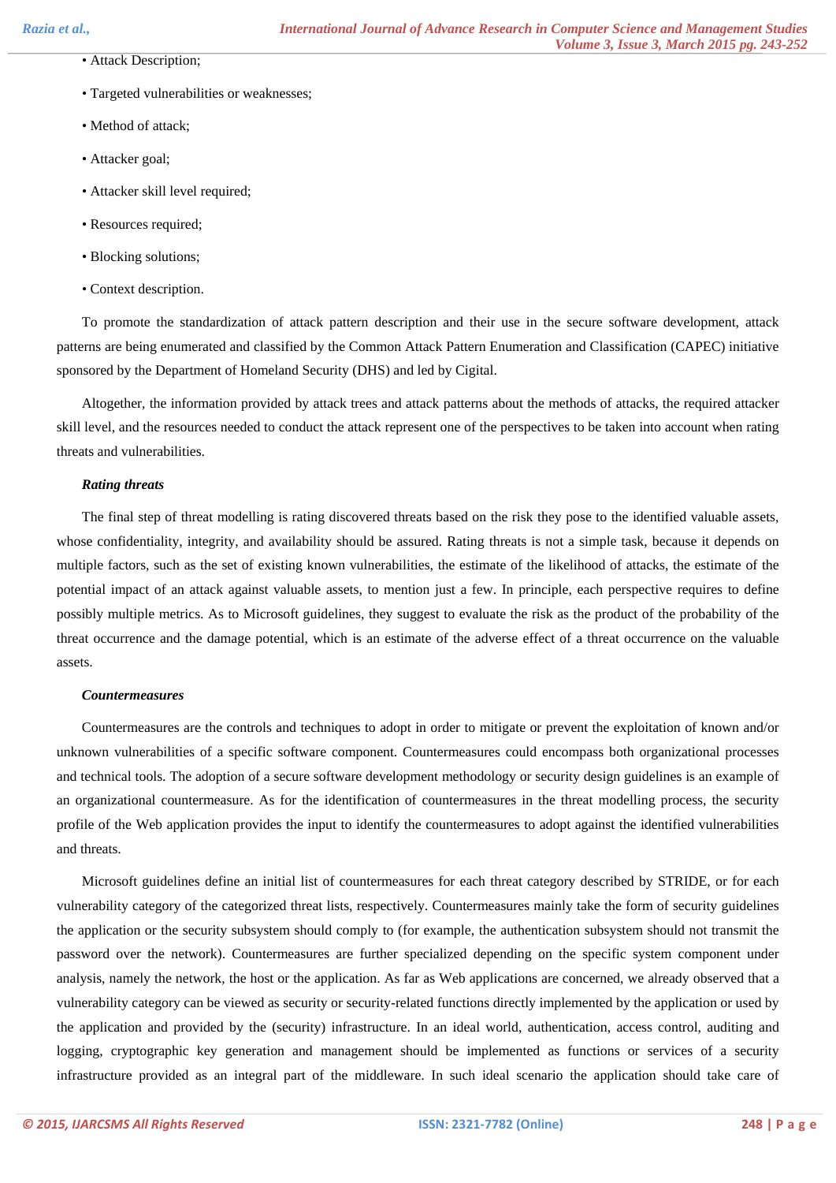- Attack Description;
- Targeted vulnerabilities or weaknesses;
- Method of attack;
- Attacker goal;
- Attacker skill level required;
- Resources required;
- Blocking solutions;
- Context description.

To promote the standardization of attack pattern description and their use in the secure software development, attack patterns are being enumerated and classified by the Common Attack Pattern Enumeration and Classification (CAPEC) initiative sponsored by the Department of Homeland Security (DHS) and led by Cigital.

Altogether, the information provided by attack trees and attack patterns about the methods of attacks, the required attacker skill level, and the resources needed to conduct the attack represent one of the perspectives to be taken into account when rating threats and vulnerabilities.

***Rating threats***

The final step of threat modelling is rating discovered threats based on the risk they pose to the identified valuable assets, whose confidentiality, integrity, and availability should be assured. Rating threats is not a simple task, because it depends on multiple factors, such as the set of existing known vulnerabilities, the estimate of the likelihood of attacks, the estimate of the potential impact of an attack against valuable assets, to mention just a few. In principle, each perspective requires to define possibly multiple metrics. As to Microsoft guidelines, they suggest to evaluate the risk as the product of the probability of the threat occurrence and the damage potential, which is an estimate of the adverse effect of a threat occurrence on the valuable assets.

***Countermeasures***

Countermeasures are the controls and techniques to adopt in order to mitigate or prevent the exploitation of known and/or unknown vulnerabilities of a specific software component. Countermeasures could encompass both organizational processes and technical tools. The adoption of a secure software development methodology or security design guidelines is an example of an organizational countermeasure. As for the identification of countermeasures in the threat modelling process, the security profile of the Web application provides the input to identify the countermeasures to adopt against the identified vulnerabilities and threats.

Microsoft guidelines define an initial list of countermeasures for each threat category described by STRIDE, or for each vulnerability category of the categorized threat lists, respectively. Countermeasures mainly take the form of security guidelines the application or the security subsystem should comply to (for example, the authentication subsystem should not transmit the password over the network). Countermeasures are further specialized depending on the specific system component under analysis, namely the network, the host or the application. As far as Web applications are concerned, we already observed that a vulnerability category can be viewed as security or security-related functions directly implemented by the application or used by the application and provided by the (security) infrastructure. In an ideal world, authentication, access control, auditing and logging, cryptographic key generation and management should be implemented as functions or services of a security infrastructure provided as an integral part of the middleware. In such ideal scenario the application should take care of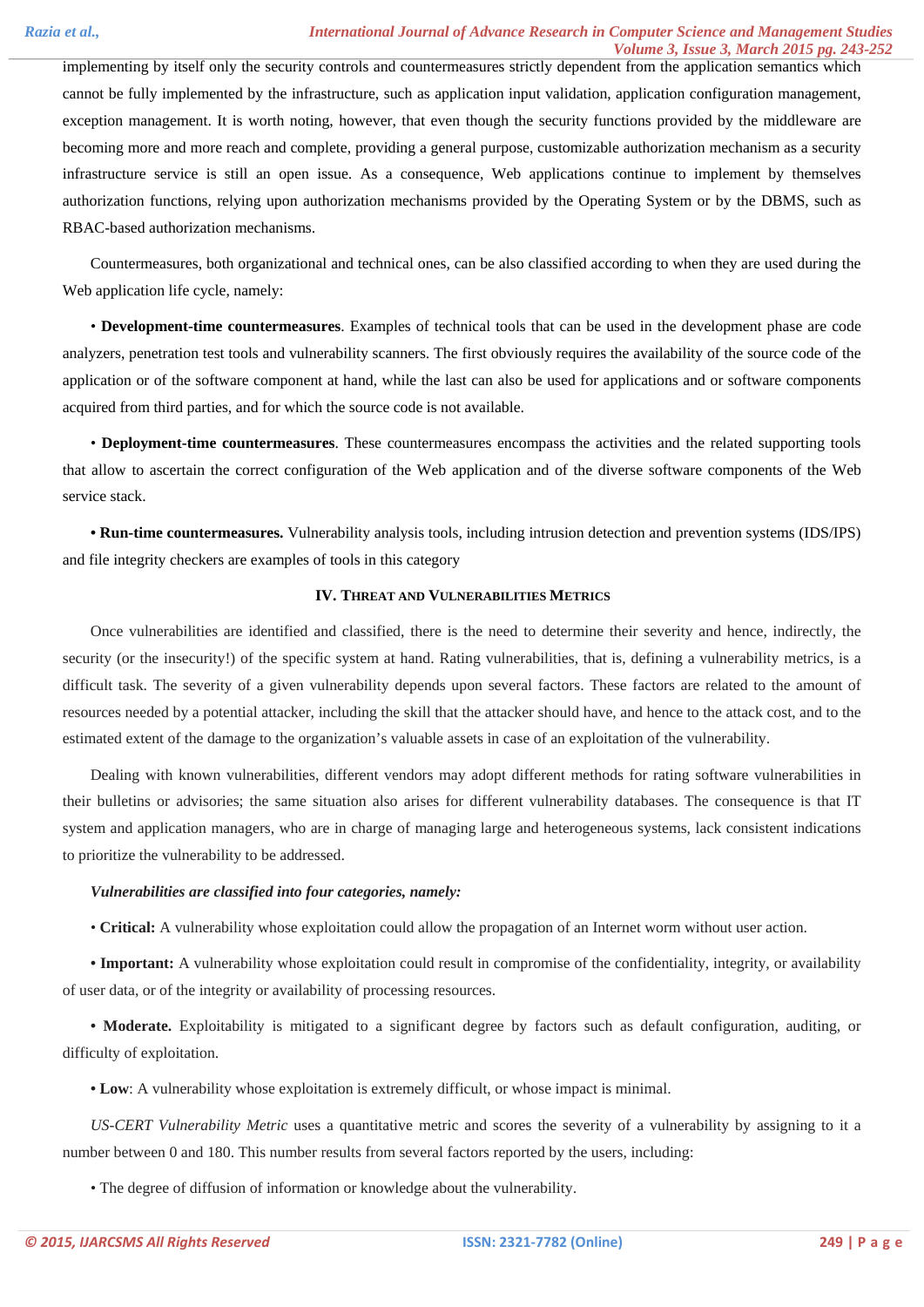implementing by itself only the security controls and countermeasures strictly dependent from the application semantics which cannot be fully implemented by the infrastructure, such as application input validation, application configuration management, exception management. It is worth noting, however, that even though the security functions provided by the middleware are becoming more and more reach and complete, providing a general purpose, customizable authorization mechanism as a security infrastructure service is still an open issue. As a consequence, Web applications continue to implement by themselves authorization functions, relying upon authorization mechanisms provided by the Operating System or by the DBMS, such as RBAC-based authorization mechanisms.

Countermeasures, both organizational and technical ones, can be also classified according to when they are used during the Web application life cycle, namely:

• **Development-time countermeasures**. Examples of technical tools that can be used in the development phase are code analyzers, penetration test tools and vulnerability scanners. The first obviously requires the availability of the source code of the application or of the software component at hand, while the last can also be used for applications and or software components acquired from third parties, and for which the source code is not available.

• **Deployment-time countermeasures**. These countermeasures encompass the activities and the related supporting tools that allow to ascertain the correct configuration of the Web application and of the diverse software components of the Web service stack.

• **Run-time countermeasures.** Vulnerability analysis tools, including intrusion detection and prevention systems (IDS/IPS) and file integrity checkers are examples of tools in this category

## IV. Threat and Vulnerabilities Metrics

Once vulnerabilities are identified and classified, there is the need to determine their severity and hence, indirectly, the security (or the insecurity!) of the specific system at hand. Rating vulnerabilities, that is, defining a vulnerability metrics, is a difficult task. The severity of a given vulnerability depends upon several factors. These factors are related to the amount of resources needed by a potential attacker, including the skill that the attacker should have, and hence to the attack cost, and to the estimated extent of the damage to the organization's valuable assets in case of an exploitation of the vulnerability.

Dealing with known vulnerabilities, different vendors may adopt different methods for rating software vulnerabilities in their bulletins or advisories; the same situation also arises for different vulnerability databases. The consequence is that IT system and application managers, who are in charge of managing large and heterogeneous systems, lack consistent indications to prioritize the vulnerability to be addressed.

***Vulnerabilities are classified into four categories, namely:***

• **Critical:** A vulnerability whose exploitation could allow the propagation of an Internet worm without user action.

• **Important:** A vulnerability whose exploitation could result in compromise of the confidentiality, integrity, or availability of user data, or of the integrity or availability of processing resources.

• **Moderate.** Exploitability is mitigated to a significant degree by factors such as default configuration, auditing, or difficulty of exploitation.

• **Low**: A vulnerability whose exploitation is extremely difficult, or whose impact is minimal.

*US-CERT Vulnerability Metric* uses a quantitative metric and scores the severity of a vulnerability by assigning to it a number between 0 and 180. This number results from several factors reported by the users, including:

• The degree of diffusion of information or knowledge about the vulnerability.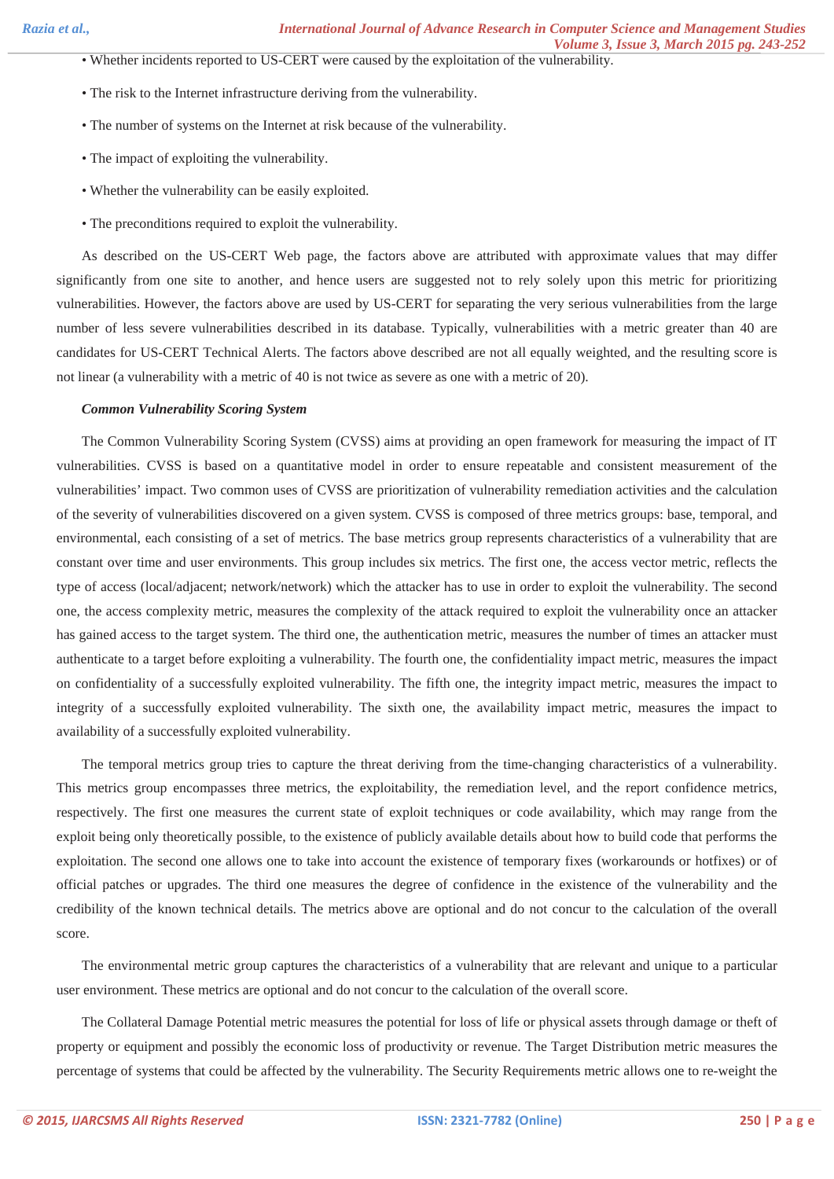• Whether incidents reported to US-CERT were caused by the exploitation of the vulnerability.

• The risk to the Internet infrastructure deriving from the vulnerability.

• The number of systems on the Internet at risk because of the vulnerability.

• The impact of exploiting the vulnerability.

• Whether the vulnerability can be easily exploited.

• The preconditions required to exploit the vulnerability.

As described on the US-CERT Web page, the factors above are attributed with approximate values that may differ significantly from one site to another, and hence users are suggested not to rely solely upon this metric for prioritizing vulnerabilities. However, the factors above are used by US-CERT for separating the very serious vulnerabilities from the large number of less severe vulnerabilities described in its database. Typically, vulnerabilities with a metric greater than 40 are candidates for US-CERT Technical Alerts. The factors above described are not all equally weighted, and the resulting score is not linear (a vulnerability with a metric of 40 is not twice as severe as one with a metric of 20).

***Common Vulnerability Scoring System***

The Common Vulnerability Scoring System (CVSS) aims at providing an open framework for measuring the impact of IT vulnerabilities. CVSS is based on a quantitative model in order to ensure repeatable and consistent measurement of the vulnerabilities' impact. Two common uses of CVSS are prioritization of vulnerability remediation activities and the calculation of the severity of vulnerabilities discovered on a given system. CVSS is composed of three metrics groups: base, temporal, and environmental, each consisting of a set of metrics. The base metrics group represents characteristics of a vulnerability that are constant over time and user environments. This group includes six metrics. The first one, the access vector metric, reflects the type of access (local/adjacent; network/network) which the attacker has to use in order to exploit the vulnerability. The second one, the access complexity metric, measures the complexity of the attack required to exploit the vulnerability once an attacker has gained access to the target system. The third one, the authentication metric, measures the number of times an attacker must authenticate to a target before exploiting a vulnerability. The fourth one, the confidentiality impact metric, measures the impact on confidentiality of a successfully exploited vulnerability. The fifth one, the integrity impact metric, measures the impact to integrity of a successfully exploited vulnerability. The sixth one, the availability impact metric, measures the impact to availability of a successfully exploited vulnerability.

The temporal metrics group tries to capture the threat deriving from the time-changing characteristics of a vulnerability. This metrics group encompasses three metrics, the exploitability, the remediation level, and the report confidence metrics, respectively. The first one measures the current state of exploit techniques or code availability, which may range from the exploit being only theoretically possible, to the existence of publicly available details about how to build code that performs the exploitation. The second one allows one to take into account the existence of temporary fixes (workarounds or hotfixes) or of official patches or upgrades. The third one measures the degree of confidence in the existence of the vulnerability and the credibility of the known technical details. The metrics above are optional and do not concur to the calculation of the overall score.

The environmental metric group captures the characteristics of a vulnerability that are relevant and unique to a particular user environment. These metrics are optional and do not concur to the calculation of the overall score.

The Collateral Damage Potential metric measures the potential for loss of life or physical assets through damage or theft of property or equipment and possibly the economic loss of productivity or revenue. The Target Distribution metric measures the percentage of systems that could be affected by the vulnerability. The Security Requirements metric allows one to re-weight the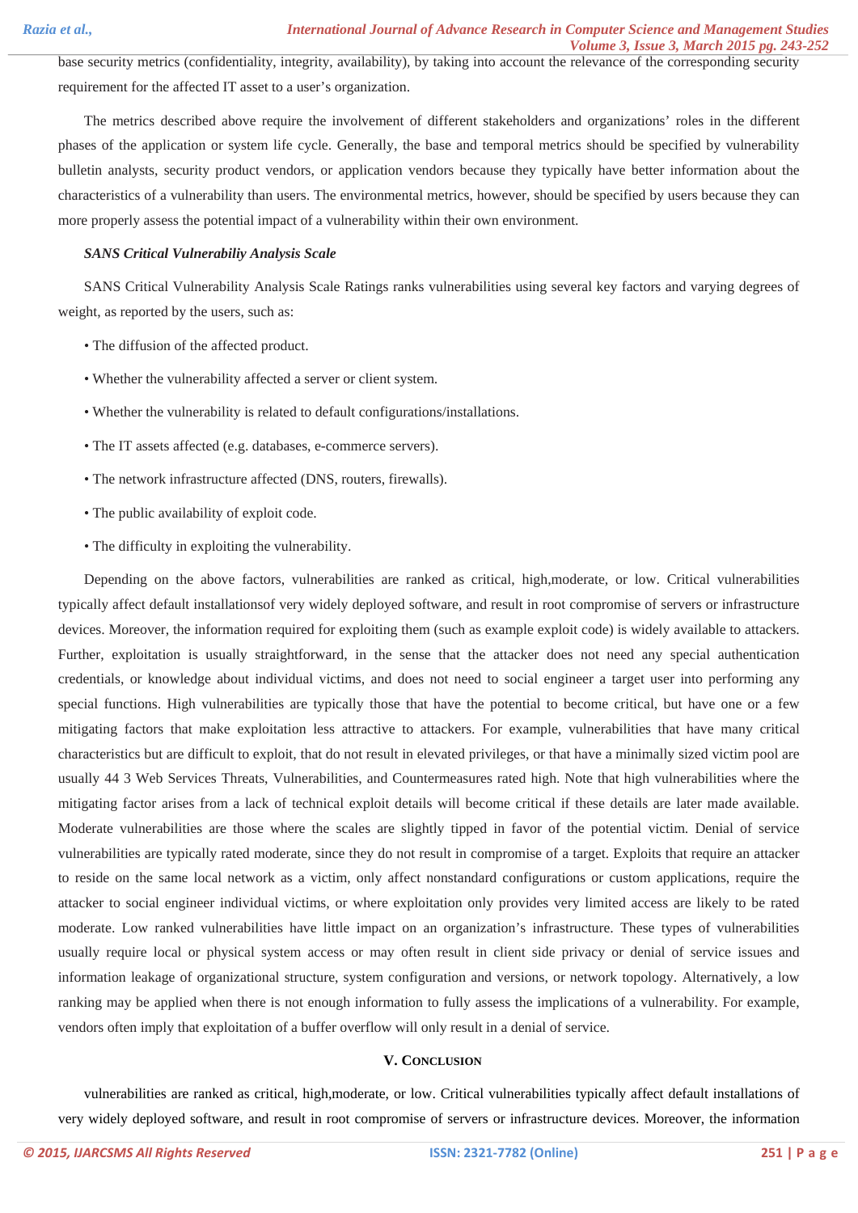base security metrics (confidentiality, integrity, availability), by taking into account the relevance of the corresponding security requirement for the affected IT asset to a user's organization.

The metrics described above require the involvement of different stakeholders and organizations' roles in the different phases of the application or system life cycle. Generally, the base and temporal metrics should be specified by vulnerability bulletin analysts, security product vendors, or application vendors because they typically have better information about the characteristics of a vulnerability than users. The environmental metrics, however, should be specified by users because they can more properly assess the potential impact of a vulnerability within their own environment.

***SANS Critical Vulnerabiliy Analysis Scale***

SANS Critical Vulnerability Analysis Scale Ratings ranks vulnerabilities using several key factors and varying degrees of weight, as reported by the users, such as:

- The diffusion of the affected product.
- Whether the vulnerability affected a server or client system.
- Whether the vulnerability is related to default configurations/installations.
- The IT assets affected (e.g. databases, e-commerce servers).
- The network infrastructure affected (DNS, routers, firewalls).
- The public availability of exploit code.
- The difficulty in exploiting the vulnerability.

Depending on the above factors, vulnerabilities are ranked as critical, high,moderate, or low. Critical vulnerabilities typically affect default installationsof very widely deployed software, and result in root compromise of servers or infrastructure devices. Moreover, the information required for exploiting them (such as example exploit code) is widely available to attackers. Further, exploitation is usually straightforward, in the sense that the attacker does not need any special authentication credentials, or knowledge about individual victims, and does not need to social engineer a target user into performing any special functions. High vulnerabilities are typically those that have the potential to become critical, but have one or a few mitigating factors that make exploitation less attractive to attackers. For example, vulnerabilities that have many critical characteristics but are difficult to exploit, that do not result in elevated privileges, or that have a minimally sized victim pool are usually 44 3 Web Services Threats, Vulnerabilities, and Countermeasures rated high. Note that high vulnerabilities where the mitigating factor arises from a lack of technical exploit details will become critical if these details are later made available. Moderate vulnerabilities are those where the scales are slightly tipped in favor of the potential victim. Denial of service vulnerabilities are typically rated moderate, since they do not result in compromise of a target. Exploits that require an attacker to reside on the same local network as a victim, only affect nonstandard configurations or custom applications, require the attacker to social engineer individual victims, or where exploitation only provides very limited access are likely to be rated moderate. Low ranked vulnerabilities have little impact on an organization's infrastructure. These types of vulnerabilities usually require local or physical system access or may often result in client side privacy or denial of service issues and information leakage of organizational structure, system configuration and versions, or network topology. Alternatively, a low ranking may be applied when there is not enough information to fully assess the implications of a vulnerability. For example, vendors often imply that exploitation of a buffer overflow will only result in a denial of service.

## V. Conclusion

vulnerabilities are ranked as critical, high,moderate, or low. Critical vulnerabilities typically affect default installations of very widely deployed software, and result in root compromise of servers or infrastructure devices. Moreover, the information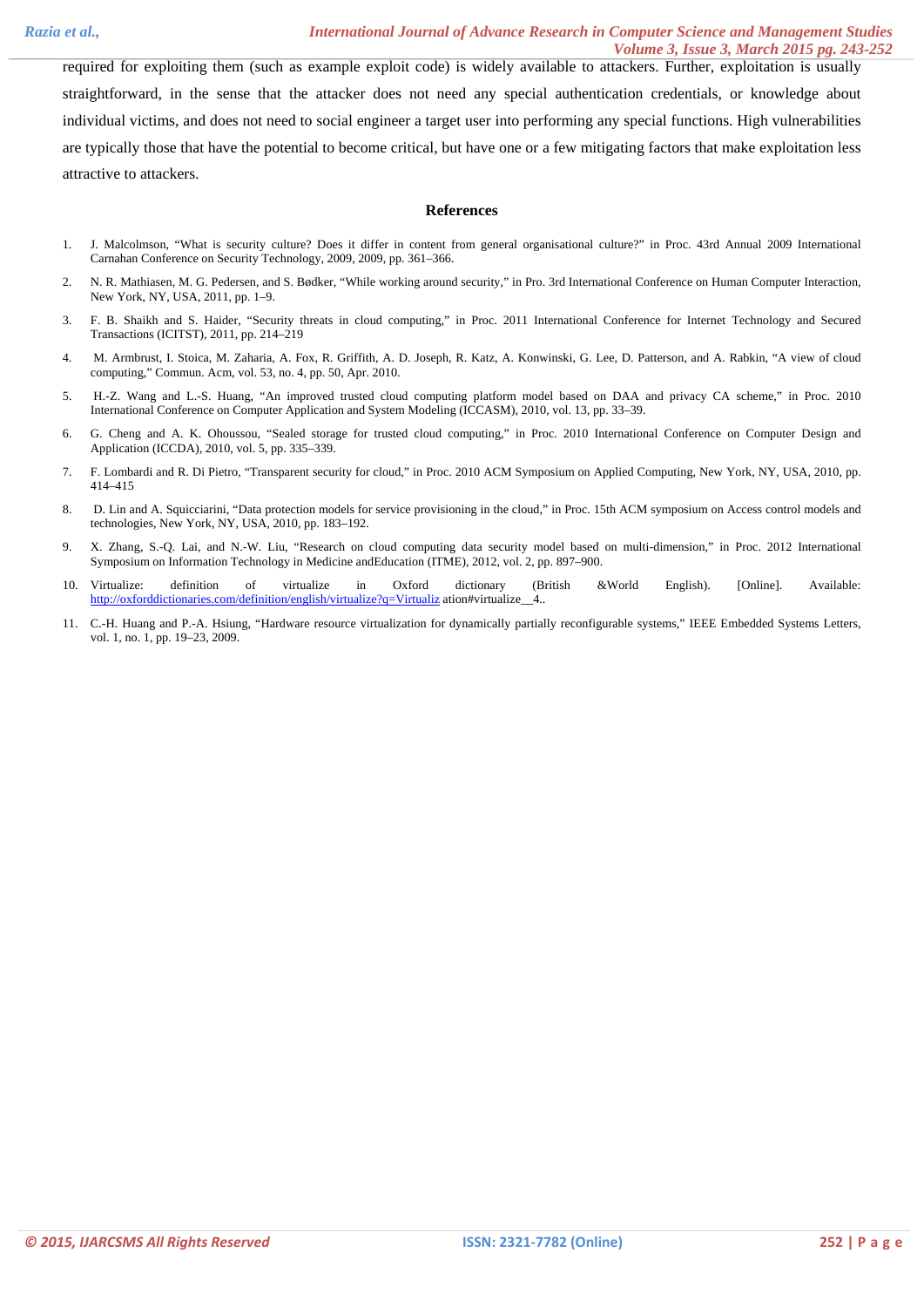required for exploiting them (such as example exploit code) is widely available to attackers. Further, exploitation is usually straightforward, in the sense that the attacker does not need any special authentication credentials, or knowledge about individual victims, and does not need to social engineer a target user into performing any special functions. High vulnerabilities are typically those that have the potential to become critical, but have one or a few mitigating factors that make exploitation less attractive to attackers.

## References

1. J. Malcolmson, "What is security culture? Does it differ in content from general organisational culture?" in Proc. 43rd Annual 2009 International Carnahan Conference on Security Technology, 2009, 2009, pp. 361–366.
2. N. R. Mathiasen, M. G. Pedersen, and S. Bødker, "While working around security," in Pro. 3rd International Conference on Human Computer Interaction, New York, NY, USA, 2011, pp. 1–9.
3. F. B. Shaikh and S. Haider, "Security threats in cloud computing," in Proc. 2011 International Conference for Internet Technology and Secured Transactions (ICITST), 2011, pp. 214–219
4. M. Armbrust, I. Stoica, M. Zaharia, A. Fox, R. Griffith, A. D. Joseph, R. Katz, A. Konwinski, G. Lee, D. Patterson, and A. Rabkin, "A view of cloud computing," Commun. Acm, vol. 53, no. 4, pp. 50, Apr. 2010.
5. H.-Z. Wang and L.-S. Huang, "An improved trusted cloud computing platform model based on DAA and privacy CA scheme," in Proc. 2010 International Conference on Computer Application and System Modeling (ICCASM), 2010, vol. 13, pp. 33–39.
6. G. Cheng and A. K. Ohoussou, "Sealed storage for trusted cloud computing," in Proc. 2010 International Conference on Computer Design and Application (ICCDA), 2010, vol. 5, pp. 335–339.
7. F. Lombardi and R. Di Pietro, "Transparent security for cloud," in Proc. 2010 ACM Symposium on Applied Computing, New York, NY, USA, 2010, pp. 414–415
8. D. Lin and A. Squicciarini, "Data protection models for service provisioning in the cloud," in Proc. 15th ACM symposium on Access control models and technologies, New York, NY, USA, 2010, pp. 183–192.
9. X. Zhang, S.-Q. Lai, and N.-W. Liu, "Research on cloud computing data security model based on multi-dimension," in Proc. 2012 International Symposium on Information Technology in Medicine andEducation (ITME), 2012, vol. 2, pp. 897–900.
10. Virtualize: definition of virtualize in Oxford dictionary (British &World English). [Online]. Available: http://oxforddictionaries.com/definition/english/virtualize?q=Virtualiz ation#virtualize__4..
11. C.-H. Huang and P.-A. Hsiung, "Hardware resource virtualization for dynamically partially reconfigurable systems," IEEE Embedded Systems Letters, vol. 1, no. 1, pp. 19–23, 2009.